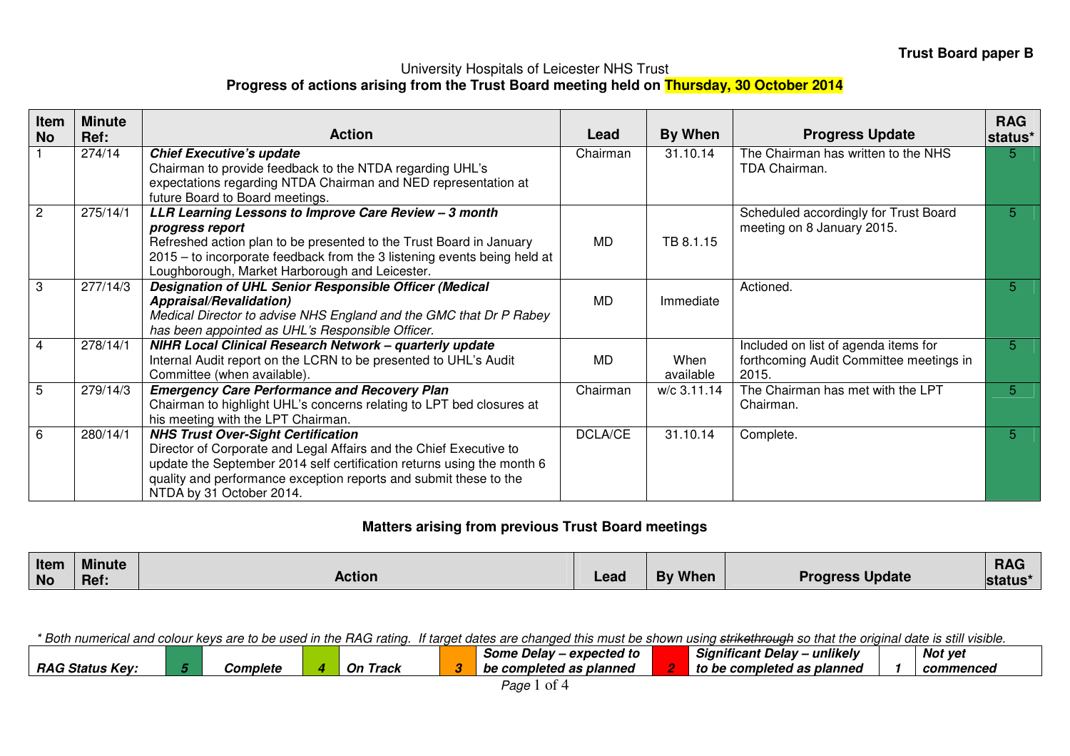**Trust Board paper B**

University Hospitals of Leicester NHS Trust

**Progress of actions arising from the Trust Board meeting held on Thursday, 30 October 2014**

| Item No | Minute Ref: | Action | Lead | By When | Progress Update | RAG status* |
|---|---|---|---|---|---|---|
| 1 | 274/14 | ***Chief Executive's update*** Chairman to provide feedback to the NTDA regarding UHL's expectations regarding NTDA Chairman and NED representation at future Board to Board meetings. | Chairman | 31.10.14 | The Chairman has written to the NHS TDA Chairman. | 5 |
| 2 | 275/14/1 | ***LLR Learning Lessons to Improve Care Review – 3 month progress report*** Refreshed action plan to be presented to the Trust Board in January 2015 – to incorporate feedback from the 3 listening events being held at Loughborough, Market Harborough and Leicester. | MD | TB 8.1.15 | Scheduled accordingly for Trust Board meeting on 8 January 2015. | 5 |
| 3 | 277/14/3 | ***Designation of UHL Senior Responsible Officer (Medical Appraisal/Revalidation)*** *Medical Director to advise NHS England and the GMC that Dr P Rabey has been appointed as UHL's Responsible Officer.* | MD | Immediate | Actioned. | 5 |
| 4 | 278/14/1 | ***NIHR Local Clinical Research Network – quarterly update*** Internal Audit report on the LCRN to be presented to UHL's Audit Committee (when available). | MD | When available | Included on list of agenda items for forthcoming Audit Committee meetings in 2015. | 5 |
| 5 | 279/14/3 | ***Emergency Care Performance and Recovery Plan*** Chairman to highlight UHL's concerns relating to LPT bed closures at his meeting with the LPT Chairman. | Chairman | w/c 3.11.14 | The Chairman has met with the LPT Chairman. | 5 |
| 6 | 280/14/1 | ***NHS Trust Over-Sight Certification*** Director of Corporate and Legal Affairs and the Chief Executive to update the September 2014 self certification returns using the month 6 quality and performance exception reports and submit these to the NTDA by 31 October 2014. | DCLA/CE | 31.10.14 | Complete. | 5 |

**Matters arising from previous Trust Board meetings**

| Item No | Minute Ref: | Action | Lead | By When | Progress Update | RAG status* |
|---|---|---|---|---|---|---|

*\* Both numerical and colour keys are to be used in the RAG rating. If target dates are changed this must be shown using ~~strikethrough~~ so that the original date is still visible.*

| ***RAG Status Key:*** | ***5*** | ***Complete*** | ***4*** | ***On Track*** | ***3*** | ***Some Delay – expected to be completed as planned*** | ***2*** | ***Significant Delay – unlikely to be completed as planned*** | ***1*** | ***Not yet commenced*** |
|---|---|---|---|---|---|---|---|---|---|---|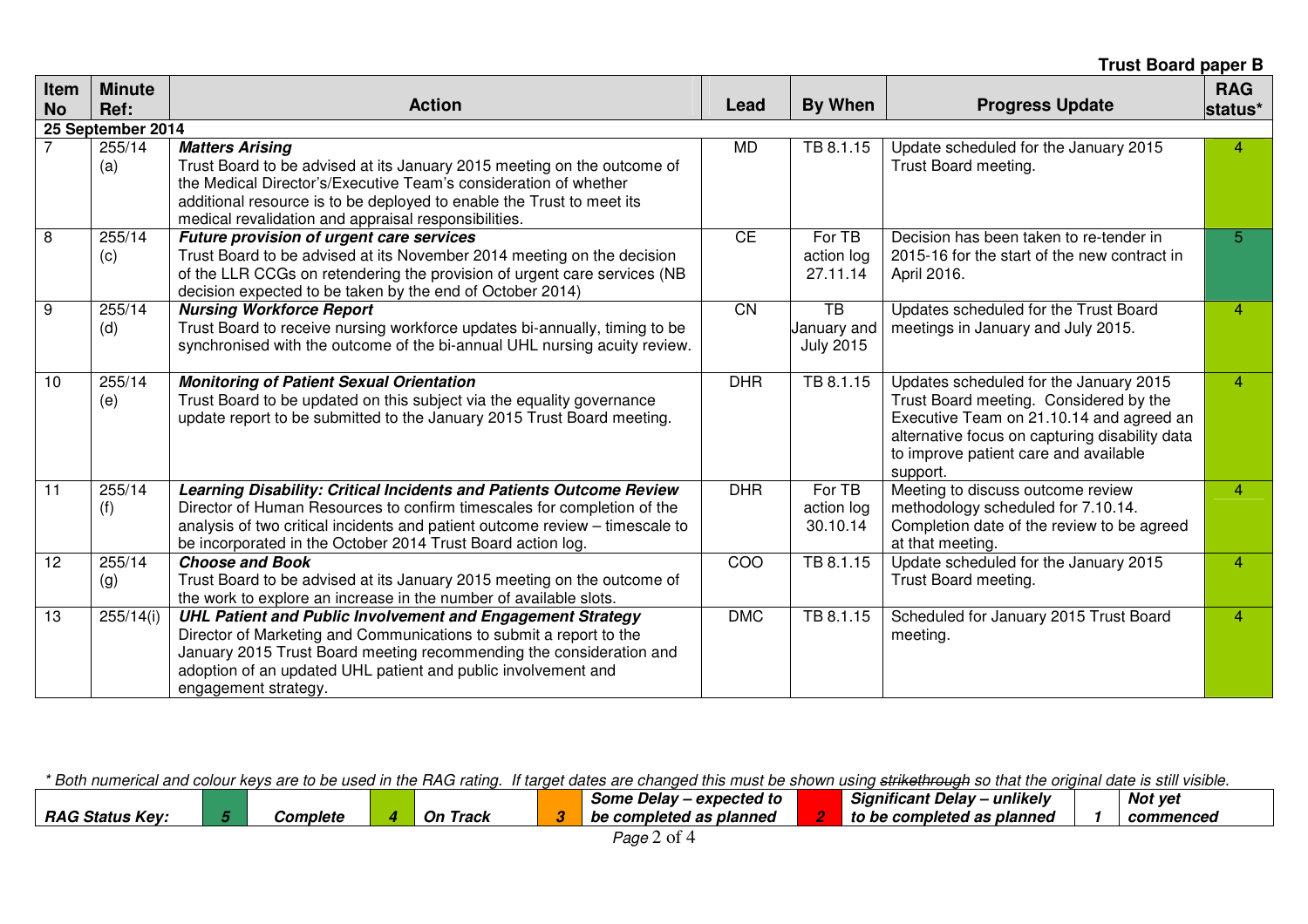**Trust Board paper B**

| Item No | Minute Ref: | Action | Lead | By When | Progress Update | RAG status* |
|---|---|---|---|---|---|---|
| **25 September 2014** | | | | | | |
| 7 | 255/14 (a) | ***Matters Arising*** Trust Board to be advised at its January 2015 meeting on the outcome of the Medical Director's/Executive Team's consideration of whether additional resource is to be deployed to enable the Trust to meet its medical revalidation and appraisal responsibilities. | MD | TB 8.1.15 | Update scheduled for the January 2015 Trust Board meeting. | 4 |
| 8 | 255/14 (c) | ***Future provision of urgent care services*** Trust Board to be advised at its November 2014 meeting on the decision of the LLR CCGs on retendering the provision of urgent care services (NB decision expected to be taken by the end of October 2014) | CE | For TB action log 27.11.14 | Decision has been taken to re-tender in 2015-16 for the start of the new contract in April 2016. | 5 |
| 9 | 255/14 (d) | ***Nursing Workforce Report*** Trust Board to receive nursing workforce updates bi-annually, timing to be synchronised with the outcome of the bi-annual UHL nursing acuity review. | CN | TB January and July 2015 | Updates scheduled for the Trust Board meetings in January and July 2015. | 4 |
| 10 | 255/14 (e) | ***Monitoring of Patient Sexual Orientation*** Trust Board to be updated on this subject via the equality governance update report to be submitted to the January 2015 Trust Board meeting. | DHR | TB 8.1.15 | Updates scheduled for the January 2015 Trust Board meeting. Considered by the Executive Team on 21.10.14 and agreed an alternative focus on capturing disability data to improve patient care and available support. | 4 |
| 11 | 255/14 (f) | ***Learning Disability: Critical Incidents and Patients Outcome Review*** Director of Human Resources to confirm timescales for completion of the analysis of two critical incidents and patient outcome review – timescale to be incorporated in the October 2014 Trust Board action log. | DHR | For TB action log 30.10.14 | Meeting to discuss outcome review methodology scheduled for 7.10.14. Completion date of the review to be agreed at that meeting. | 4 |
| 12 | 255/14 (g) | ***Choose and Book*** Trust Board to be advised at its January 2015 meeting on the outcome of the work to explore an increase in the number of available slots. | COO | TB 8.1.15 | Update scheduled for the January 2015 Trust Board meeting. | 4 |
| 13 | 255/14(i) | ***UHL Patient and Public Involvement and Engagement Strategy*** Director of Marketing and Communications to submit a report to the January 2015 Trust Board meeting recommending the consideration and adoption of an updated UHL patient and public involvement and engagement strategy. | DMC | TB 8.1.15 | Scheduled for January 2015 Trust Board meeting. | 4 |

*\* Both numerical and colour keys are to be used in the RAG rating. If target dates are changed this must be shown using ~~strikethrough~~ so that the original date is still visible.*

| ***RAG Status Key:*** | ***5*** | ***Complete*** | ***4*** | ***On Track*** | ***3*** | ***Some Delay – expected to be completed as planned*** | ***2*** | ***Significant Delay – unlikely to be completed as planned*** | ***1*** | ***Not yet commenced*** |
|---|---|---|---|---|---|---|---|---|---|---|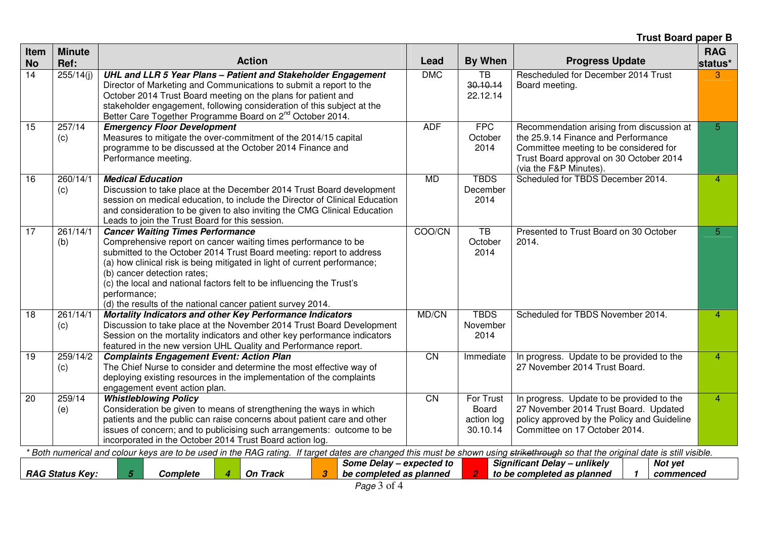**Trust Board paper B**

| Item No | Minute Ref: | Action | Lead | By When | Progress Update | RAG status* |
|---|---|---|---|---|---|---|
| 14 | 255/14(j) | ***UHL and LLR 5 Year Plans – Patient and Stakeholder Engagement*** Director of Marketing and Communications to submit a report to the October 2014 Trust Board meeting on the plans for patient and stakeholder engagement, following consideration of this subject at the Better Care Together Programme Board on 2nd October 2014. | DMC | TB ~~30.10.14~~ 22.12.14 | Rescheduled for December 2014 Trust Board meeting. | 3 |
| 15 | 257/14 (c) | ***Emergency Floor Development*** Measures to mitigate the over-commitment of the 2014/15 capital programme to be discussed at the October 2014 Finance and Performance meeting. | ADF | FPC October 2014 | Recommendation arising from discussion at the 25.9.14 Finance and Performance Committee meeting to be considered for Trust Board approval on 30 October 2014 (via the F&P Minutes). | 5 |
| 16 | 260/14/1 (c) | ***Medical Education*** Discussion to take place at the December 2014 Trust Board development session on medical education, to include the Director of Clinical Education and consideration to be given to also inviting the CMG Clinical Education Leads to join the Trust Board for this session. | MD | TBDS December 2014 | Scheduled for TBDS December 2014. | 4 |
| 17 | 261/14/1 (b) | ***Cancer Waiting Times Performance*** Comprehensive report on cancer waiting times performance to be submitted to the October 2014 Trust Board meeting: report to address (a) how clinical risk is being mitigated in light of current performance; (b) cancer detection rates; (c) the local and national factors felt to be influencing the Trust's performance; (d) the results of the national cancer patient survey 2014. | COO/CN | TB October 2014 | Presented to Trust Board on 30 October 2014. | 5 |
| 18 | 261/14/1 (c) | ***Mortality Indicators and other Key Performance Indicators*** Discussion to take place at the November 2014 Trust Board Development Session on the mortality indicators and other key performance indicators featured in the new version UHL Quality and Performance report. | MD/CN | TBDS November 2014 | Scheduled for TBDS November 2014. | 4 |
| 19 | 259/14/2 (c) | ***Complaints Engagement Event: Action Plan*** The Chief Nurse to consider and determine the most effective way of deploying existing resources in the implementation of the complaints engagement event action plan. | CN | Immediate | In progress. Update to be provided to the 27 November 2014 Trust Board. | 4 |
| 20 | 259/14 (e) | ***Whistleblowing Policy*** Consideration be given to means of strengthening the ways in which patients and the public can raise concerns about patient care and other issues of concern; and to publicising such arrangements: outcome to be incorporated in the October 2014 Trust Board action log. | CN | For Trust Board action log 30.10.14 | In progress. Update to be provided to the 27 November 2014 Trust Board. Updated policy approved by the Policy and Guideline Committee on 17 October 2014. | 4 |

*\* Both numerical and colour keys are to be used in the RAG rating. If target dates are changed this must be shown using ~~strikethrough~~ so that the original date is still visible.*

| ***RAG Status Key:*** | ***5*** | ***Complete*** | ***4*** | ***On Track*** | ***3*** | ***Some Delay – expected to be completed as planned*** | ***2*** | ***Significant Delay – unlikely to be completed as planned*** | ***1*** | ***Not yet commenced*** |
|---|---|---|---|---|---|---|---|---|---|---|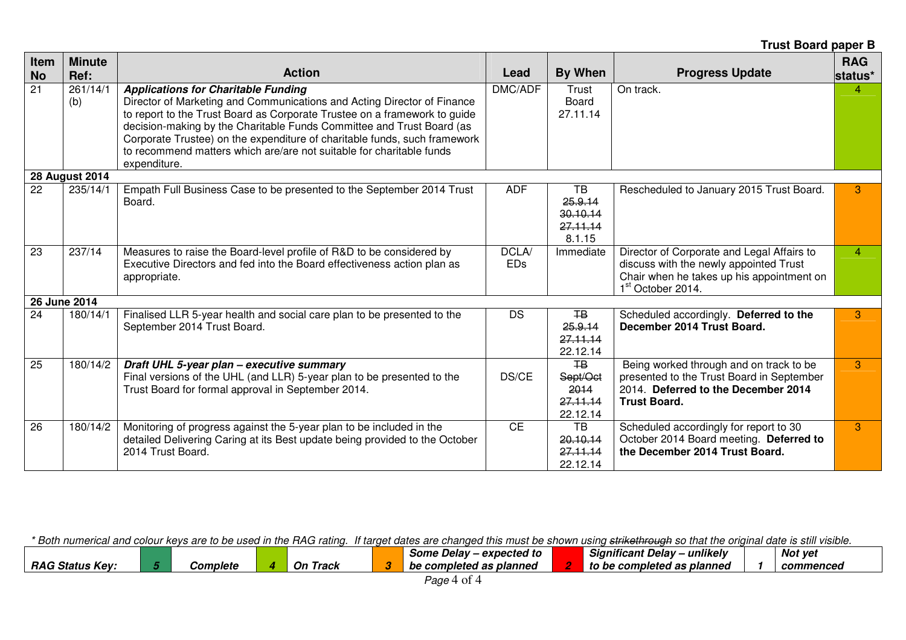**Trust Board paper B**

| Item No | Minute Ref: | Action | Lead | By When | Progress Update | RAG status* |
|---|---|---|---|---|---|---|
| 21 | 261/14/1 (b) | ***Applications for Charitable Funding*** Director of Marketing and Communications and Acting Director of Finance to report to the Trust Board as Corporate Trustee on a framework to guide decision-making by the Charitable Funds Committee and Trust Board (as Corporate Trustee) on the expenditure of charitable funds, such framework to recommend matters which are/are not suitable for charitable funds expenditure. | DMC/ADF | Trust Board 27.11.14 | On track. | 4 |
| **28 August 2014** | | | | | | |
| 22 | 235/14/1 | Empath Full Business Case to be presented to the September 2014 Trust Board. | ADF | TB ~~25.9.14~~ ~~30.10.14~~ ~~27.11.14~~ 8.1.15 | Rescheduled to January 2015 Trust Board. | 3 |
| 23 | 237/14 | Measures to raise the Board-level profile of R&D to be considered by Executive Directors and fed into the Board effectiveness action plan as appropriate. | DCLA/ EDs | Immediate | Director of Corporate and Legal Affairs to discuss with the newly appointed Trust Chair when he takes up his appointment on 1st October 2014. | 4 |
| **26 June 2014** | | | | | | |
| 24 | 180/14/1 | Finalised LLR 5-year health and social care plan to be presented to the September 2014 Trust Board. | DS | ~~TB~~ ~~25.9.14~~ ~~27.11.14~~ 22.12.14 | Scheduled accordingly. **Deferred to the December 2014 Trust Board.** | 3 |
| 25 | 180/14/2 | ***Draft UHL 5-year plan – executive summary*** Final versions of the UHL (and LLR) 5-year plan to be presented to the Trust Board for formal approval in September 2014. | DS/CE | ~~TB~~ ~~Sept/Oct 2014~~ ~~27.11.14~~ 22.12.14 | Being worked through and on track to be presented to the Trust Board in September 2014. **Deferred to the December 2014 Trust Board.** | 3 |
| 26 | 180/14/2 | Monitoring of progress against the 5-year plan to be included in the detailed Delivering Caring at its Best update being provided to the October 2014 Trust Board. | CE | TB ~~20.10.14~~ ~~27.11.14~~ 22.12.14 | Scheduled accordingly for report to 30 October 2014 Board meeting. **Deferred to the December 2014 Trust Board.** | 3 |

*\* Both numerical and colour keys are to be used in the RAG rating. If target dates are changed this must be shown using ~~strikethrough~~ so that the original date is still visible.*

| RAG Status Key: | 5 | Complete | 4 | On Track | 3 | Some Delay – expected to be completed as planned | 2 | Significant Delay – unlikely to be completed as planned | 1 | Not yet commenced |
|---|---|---|---|---|---|---|---|---|---|---|